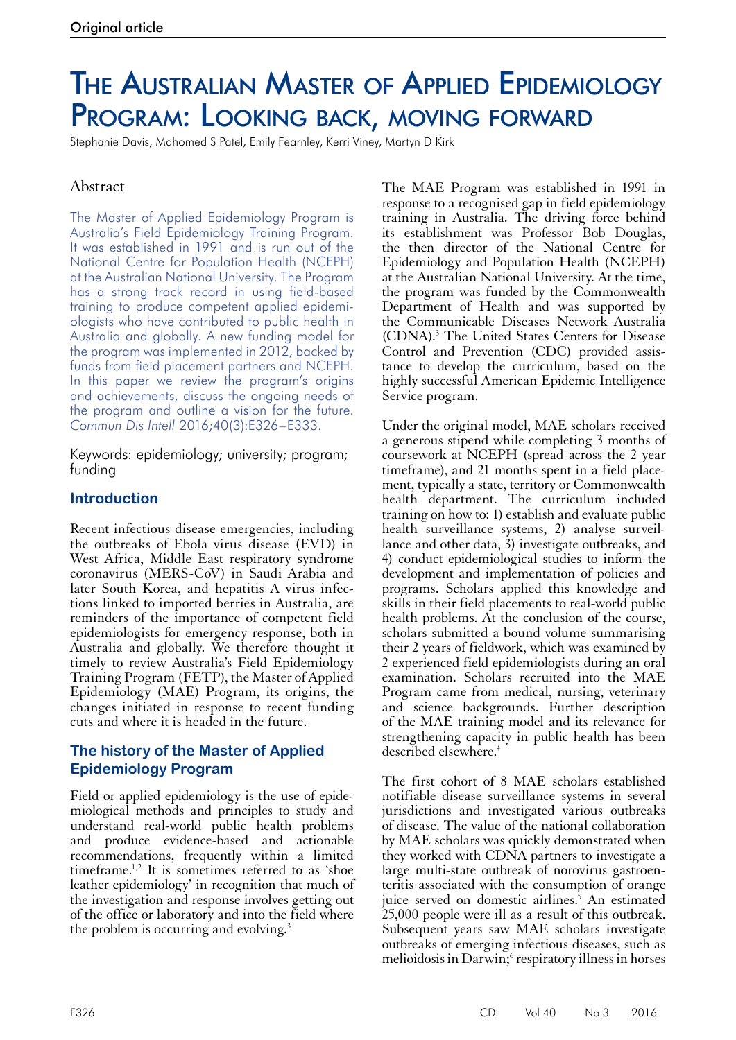Original article

# The Australian Master of Applied Epidemiology Program: Looking back, moving forward

Stephanie Davis, Mahomed S Patel, Emily Fearnley, Kerri Viney, Martyn D Kirk

## Abstract

The Master of Applied Epidemiology Program is Australia's Field Epidemiology Training Program. It was established in 1991 and is run out of the National Centre for Population Health (NCEPH) at the Australian National University. The Program has a strong track record in using field-based training to produce competent applied epidemiologists who have contributed to public health in Australia and globally. A new funding model for the program was implemented in 2012, backed by funds from field placement partners and NCEPH. In this paper we review the program's origins and achievements, discuss the ongoing needs of the program and outline a vision for the future. *Commun Dis Intell* 2016;40(3):E326–E333.

Keywords: epidemiology; university; program; funding

## Introduction

Recent infectious disease emergencies, including the outbreaks of Ebola virus disease (EVD) in West Africa, Middle East respiratory syndrome coronavirus (MERS-CoV) in Saudi Arabia and later South Korea, and hepatitis A virus infections linked to imported berries in Australia, are reminders of the importance of competent field epidemiologists for emergency response, both in Australia and globally. We therefore thought it timely to review Australia's Field Epidemiology Training Program (FETP), the Master of Applied Epidemiology (MAE) Program, its origins, the changes initiated in response to recent funding cuts and where it is headed in the future.

## The history of the Master of Applied Epidemiology Program

Field or applied epidemiology is the use of epidemiological methods and principles to study and understand real-world public health problems and produce evidence-based and actionable recommendations, frequently within a limited timeframe.[1,2] It is sometimes referred to as 'shoe leather epidemiology' in recognition that much of the investigation and response involves getting out of the office or laboratory and into the field where the problem is occurring and evolving.[3]

The MAE Program was established in 1991 in response to a recognised gap in field epidemiology training in Australia. The driving force behind its establishment was Professor Bob Douglas, the then director of the National Centre for Epidemiology and Population Health (NCEPH) at the Australian National University. At the time, the program was funded by the Commonwealth Department of Health and was supported by the Communicable Diseases Network Australia (CDNA).[3] The United States Centers for Disease Control and Prevention (CDC) provided assistance to develop the curriculum, based on the highly successful American Epidemic Intelligence Service program.

Under the original model, MAE scholars received a generous stipend while completing 3 months of coursework at NCEPH (spread across the 2 year timeframe), and 21 months spent in a field placement, typically a state, territory or Commonwealth health department. The curriculum included training on how to: 1) establish and evaluate public health surveillance systems, 2) analyse surveillance and other data, 3) investigate outbreaks, and 4) conduct epidemiological studies to inform the development and implementation of policies and programs. Scholars applied this knowledge and skills in their field placements to real-world public health problems. At the conclusion of the course, scholars submitted a bound volume summarising their 2 years of fieldwork, which was examined by 2 experienced field epidemiologists during an oral examination. Scholars recruited into the MAE Program came from medical, nursing, veterinary and science backgrounds. Further description of the MAE training model and its relevance for strengthening capacity in public health has been described elsewhere.[4]

The first cohort of 8 MAE scholars established notifiable disease surveillance systems in several jurisdictions and investigated various outbreaks of disease. The value of the national collaboration by MAE scholars was quickly demonstrated when they worked with CDNA partners to investigate a large multi-state outbreak of norovirus gastroenteritis associated with the consumption of orange juice served on domestic airlines.[5] An estimated 25,000 people were ill as a result of this outbreak. Subsequent years saw MAE scholars investigate outbreaks of emerging infectious diseases, such as melioidosis in Darwin;[6] respiratory illness in horses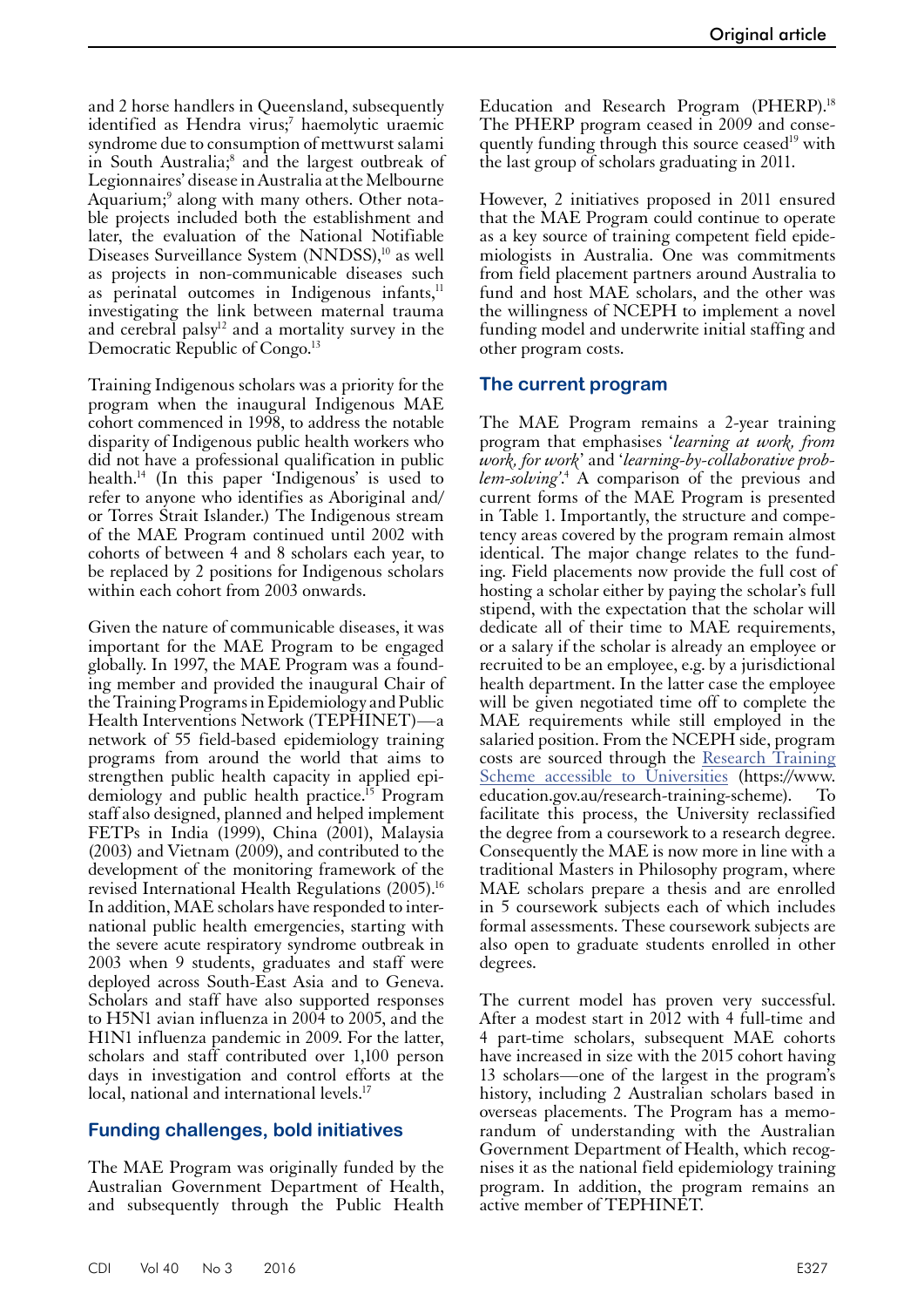and 2 horse handlers in Queensland, subsequently identified as Hendra virus;[7] haemolytic uraemic syndrome due to consumption of mettwurst salami in South Australia;[8] and the largest outbreak of Legionnaires' disease in Australia at the Melbourne Aquarium;[9] along with many others. Other notable projects included both the establishment and later, the evaluation of the National Notifiable Diseases Surveillance System (NNDSS),[10] as well as projects in non-communicable diseases such as perinatal outcomes in Indigenous infants,[11] investigating the link between maternal trauma and cerebral palsy[12] and a mortality survey in the Democratic Republic of Congo.[13]

Training Indigenous scholars was a priority for the program when the inaugural Indigenous MAE cohort commenced in 1998, to address the notable disparity of Indigenous public health workers who did not have a professional qualification in public health.[14] (In this paper 'Indigenous' is used to refer to anyone who identifies as Aboriginal and/or Torres Strait Islander.) The Indigenous stream of the MAE Program continued until 2002 with cohorts of between 4 and 8 scholars each year, to be replaced by 2 positions for Indigenous scholars within each cohort from 2003 onwards.

Given the nature of communicable diseases, it was important for the MAE Program to be engaged globally. In 1997, the MAE Program was a founding member and provided the inaugural Chair of the Training Programs in Epidemiology and Public Health Interventions Network (TEPHINET)—a network of 55 field-based epidemiology training programs from around the world that aims to strengthen public health capacity in applied epidemiology and public health practice.[15] Program staff also designed, planned and helped implement FETPs in India (1999), China (2001), Malaysia (2003) and Vietnam (2009), and contributed to the development of the monitoring framework of the revised International Health Regulations (2005).[16] In addition, MAE scholars have responded to international public health emergencies, starting with the severe acute respiratory syndrome outbreak in 2003 when 9 students, graduates and staff were deployed across South-East Asia and to Geneva. Scholars and staff have also supported responses to H5N1 avian influenza in 2004 to 2005, and the H1N1 influenza pandemic in 2009. For the latter, scholars and staff contributed over 1,100 person days in investigation and control efforts at the local, national and international levels.[17]

## Funding challenges, bold initiatives

The MAE Program was originally funded by the Australian Government Department of Health, and subsequently through the Public Health Education and Research Program (PHERP).[18] The PHERP program ceased in 2009 and consequently funding through this source ceased[19] with the last group of scholars graduating in 2011.

However, 2 initiatives proposed in 2011 ensured that the MAE Program could continue to operate as a key source of training competent field epidemiologists in Australia. One was commitments from field placement partners around Australia to fund and host MAE scholars, and the other was the willingness of NCEPH to implement a novel funding model and underwrite initial staffing and other program costs.

## The current program

The MAE Program remains a 2-year training program that emphasises '*learning at work, from work, for work*' and '*learning-by-collaborative problem-solving*'.[4] A comparison of the previous and current forms of the MAE Program is presented in Table 1. Importantly, the structure and competency areas covered by the program remain almost identical. The major change relates to the funding. Field placements now provide the full cost of hosting a scholar either by paying the scholar's full stipend, with the expectation that the scholar will dedicate all of their time to MAE requirements, or a salary if the scholar is already an employee or recruited to be an employee, e.g. by a jurisdictional health department. In the latter case the employee will be given negotiated time off to complete the MAE requirements while still employed in the salaried position. From the NCEPH side, program costs are sourced through the Research Training Scheme accessible to Universities (https://www.education.gov.au/research-training-scheme). To facilitate this process, the University reclassified the degree from a coursework to a research degree. Consequently the MAE is now more in line with a traditional Masters in Philosophy program, where MAE scholars prepare a thesis and are enrolled in 5 coursework subjects each of which includes formal assessments. These coursework subjects are also open to graduate students enrolled in other degrees.

The current model has proven very successful. After a modest start in 2012 with 4 full-time and 4 part-time scholars, subsequent MAE cohorts have increased in size with the 2015 cohort having 13 scholars—one of the largest in the program's history, including 2 Australian scholars based in overseas placements. The Program has a memorandum of understanding with the Australian Government Department of Health, which recognises it as the national field epidemiology training program. In addition, the program remains an active member of TEPHINET.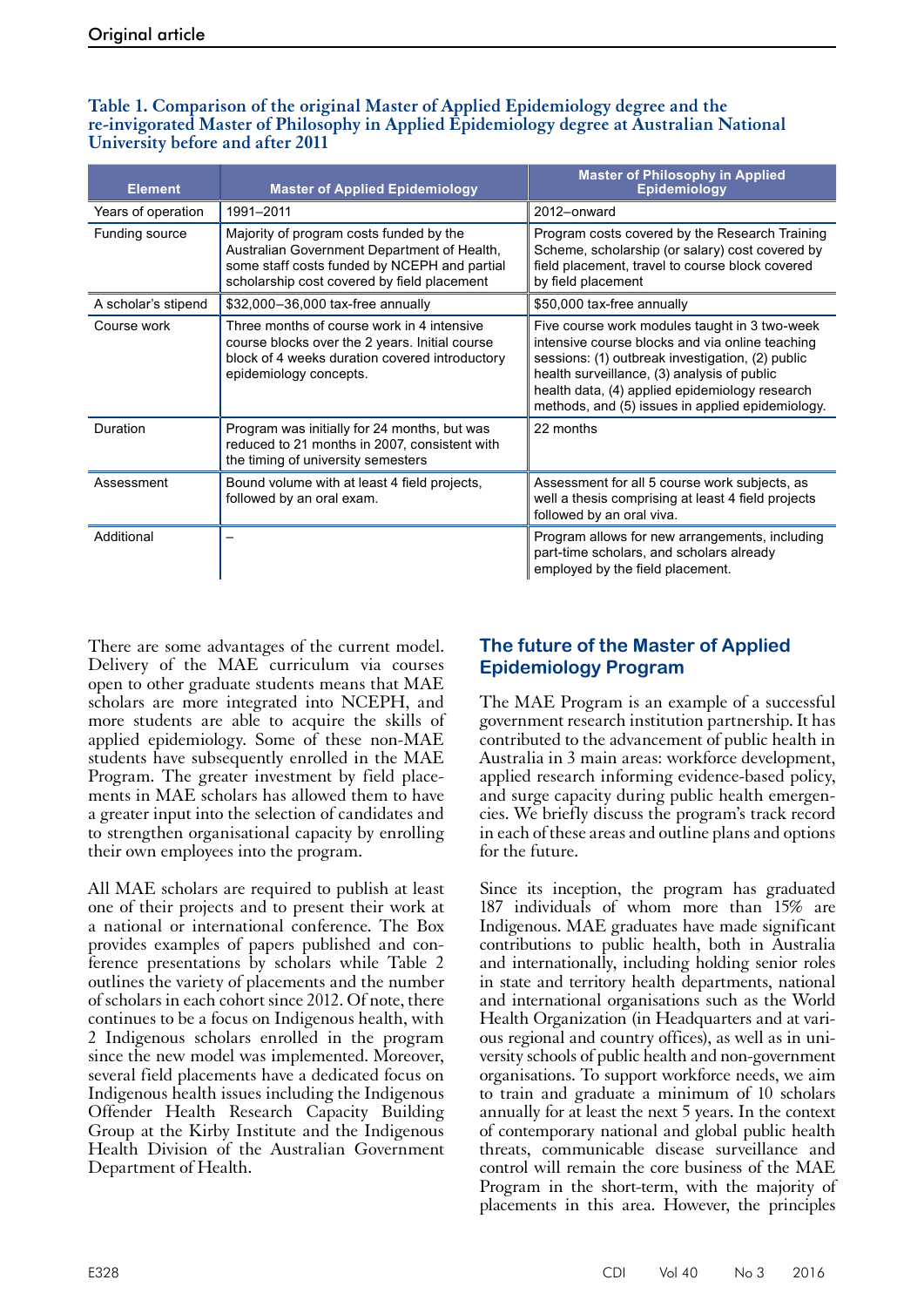**Table 1. Comparison of the original Master of Applied Epidemiology degree and the re-invigorated Master of Philosophy in Applied Epidemiology degree at Australian National University before and after 2011**

| Element | Master of Applied Epidemiology | Master of Philosophy in Applied Epidemiology |
|---|---|---|
| Years of operation | 1991–2011 | 2012–onward |
| Funding source | Majority of program costs funded by the Australian Government Department of Health, some staff costs funded by NCEPH and partial scholarship cost covered by field placement | Program costs covered by the Research Training Scheme, scholarship (or salary) cost covered by field placement, travel to course block covered by field placement |
| A scholar's stipend | $32,000–36,000 tax-free annually | $50,000 tax-free annually |
| Course work | Three months of course work in 4 intensive course blocks over the 2 years. Initial course block of 4 weeks duration covered introductory epidemiology concepts. | Five course work modules taught in 3 two-week intensive course blocks and via online teaching sessions: (1) outbreak investigation, (2) public health surveillance, (3) analysis of public health data, (4) applied epidemiology research methods, and (5) issues in applied epidemiology. |
| Duration | Program was initially for 24 months, but was reduced to 21 months in 2007, consistent with the timing of university semesters | 22 months |
| Assessment | Bound volume with at least 4 field projects, followed by an oral exam. | Assessment for all 5 course work subjects, as well a thesis comprising at least 4 field projects followed by an oral viva. |
| Additional | – | Program allows for new arrangements, including part-time scholars, and scholars already employed by the field placement. |

There are some advantages of the current model. Delivery of the MAE curriculum via courses open to other graduate students means that MAE scholars are more integrated into NCEPH, and more students are able to acquire the skills of applied epidemiology. Some of these non-MAE students have subsequently enrolled in the MAE Program. The greater investment by field placements in MAE scholars has allowed them to have a greater input into the selection of candidates and to strengthen organisational capacity by enrolling their own employees into the program.

All MAE scholars are required to publish at least one of their projects and to present their work at a national or international conference. The Box provides examples of papers published and conference presentations by scholars while Table 2 outlines the variety of placements and the number of scholars in each cohort since 2012. Of note, there continues to be a focus on Indigenous health, with 2 Indigenous scholars enrolled in the program since the new model was implemented. Moreover, several field placements have a dedicated focus on Indigenous health issues including the Indigenous Offender Health Research Capacity Building Group at the Kirby Institute and the Indigenous Health Division of the Australian Government Department of Health.

## The future of the Master of Applied Epidemiology Program

The MAE Program is an example of a successful government research institution partnership. It has contributed to the advancement of public health in Australia in 3 main areas: workforce development, applied research informing evidence-based policy, and surge capacity during public health emergencies. We briefly discuss the program's track record in each of these areas and outline plans and options for the future.

Since its inception, the program has graduated 187 individuals of whom more than 15% are Indigenous. MAE graduates have made significant contributions to public health, both in Australia and internationally, including holding senior roles in state and territory health departments, national and international organisations such as the World Health Organization (in Headquarters and at various regional and country offices), as well as in university schools of public health and non-government organisations. To support workforce needs, we aim to train and graduate a minimum of 10 scholars annually for at least the next 5 years. In the context of contemporary national and global public health threats, communicable disease surveillance and control will remain the core business of the MAE Program in the short-term, with the majority of placements in this area. However, the principles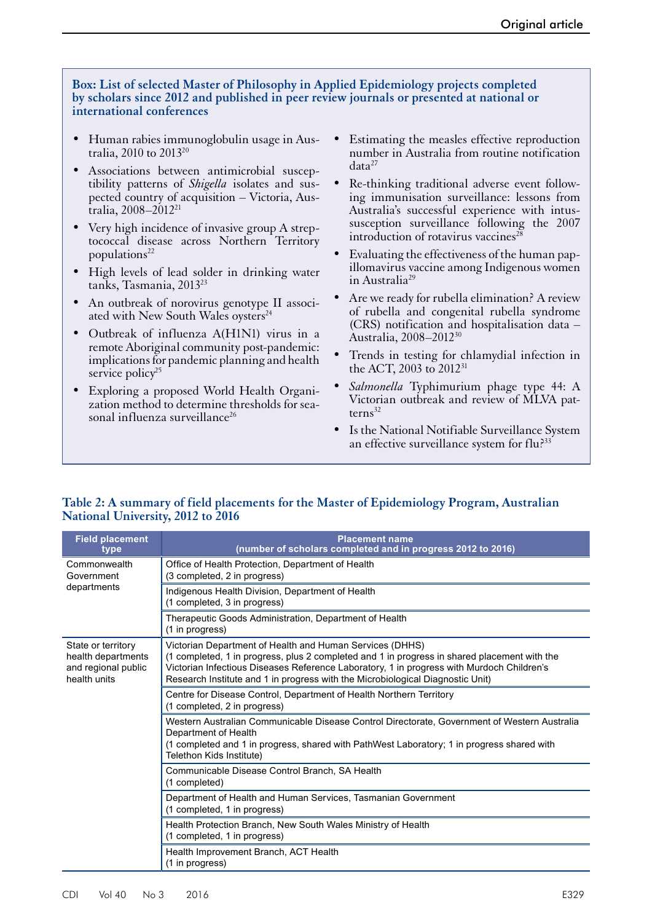**Box: List of selected Master of Philosophy in Applied Epidemiology projects completed by scholars since 2012 and published in peer review journals or presented at national or international conferences**

- Human rabies immunoglobulin usage in Australia, 2010 to 2013[20]
- Associations between antimicrobial susceptibility patterns of *Shigella* isolates and suspected country of acquisition – Victoria, Australia, 2008–2012[21]
- Very high incidence of invasive group A streptococcal disease across Northern Territory populations[22]
- High levels of lead solder in drinking water tanks, Tasmania, 2013[23]
- An outbreak of norovirus genotype II associated with New South Wales oysters[24]
- Outbreak of influenza A(H1N1) virus in a remote Aboriginal community post-pandemic: implications for pandemic planning and health service policy[25]
- Exploring a proposed World Health Organization method to determine thresholds for seasonal influenza surveillance[26]
- Estimating the measles effective reproduction number in Australia from routine notification data[27]
- Re-thinking traditional adverse event following immunisation surveillance: lessons from Australia's successful experience with intussusception surveillance following the 2007 introduction of rotavirus vaccines[28]
- Evaluating the effectiveness of the human papillomavirus vaccine among Indigenous women in Australia[29]
- Are we ready for rubella elimination? A review of rubella and congenital rubella syndrome (CRS) notification and hospitalisation data – Australia, 2008–2012[30]
- Trends in testing for chlamydial infection in the ACT, 2003 to 2012[31]
- *Salmonella* Typhimurium phage type 44: A Victorian outbreak and review of MLVA patterns[32]
- Is the National Notifiable Surveillance System an effective surveillance system for flu?[33]

**Table 2: A summary of field placements for the Master of Epidemiology Program, Australian National University, 2012 to 2016**

| Field placement type | Placement name (number of scholars completed and in progress 2012 to 2016) |
|---|---|
| Commonwealth Government departments | Office of Health Protection, Department of Health (3 completed, 2 in progress) |
| | Indigenous Health Division, Department of Health (1 completed, 3 in progress) |
| | Therapeutic Goods Administration, Department of Health (1 in progress) |
| State or territory health departments and regional public health units | Victorian Department of Health and Human Services (DHHS) (1 completed, 1 in progress, plus 2 completed and 1 in progress in shared placement with the Victorian Infectious Diseases Reference Laboratory, 1 in progress with Murdoch Children's Research Institute and 1 in progress with the Microbiological Diagnostic Unit) |
| | Centre for Disease Control, Department of Health Northern Territory (1 completed, 2 in progress) |
| | Western Australian Communicable Disease Control Directorate, Government of Western Australia Department of Health (1 completed and 1 in progress, shared with PathWest Laboratory; 1 in progress shared with Telethon Kids Institute) |
| | Communicable Disease Control Branch, SA Health (1 completed) |
| | Department of Health and Human Services, Tasmanian Government (1 completed, 1 in progress) |
| | Health Protection Branch, New South Wales Ministry of Health (1 completed, 1 in progress) |
| | Health Improvement Branch, ACT Health (1 in progress) |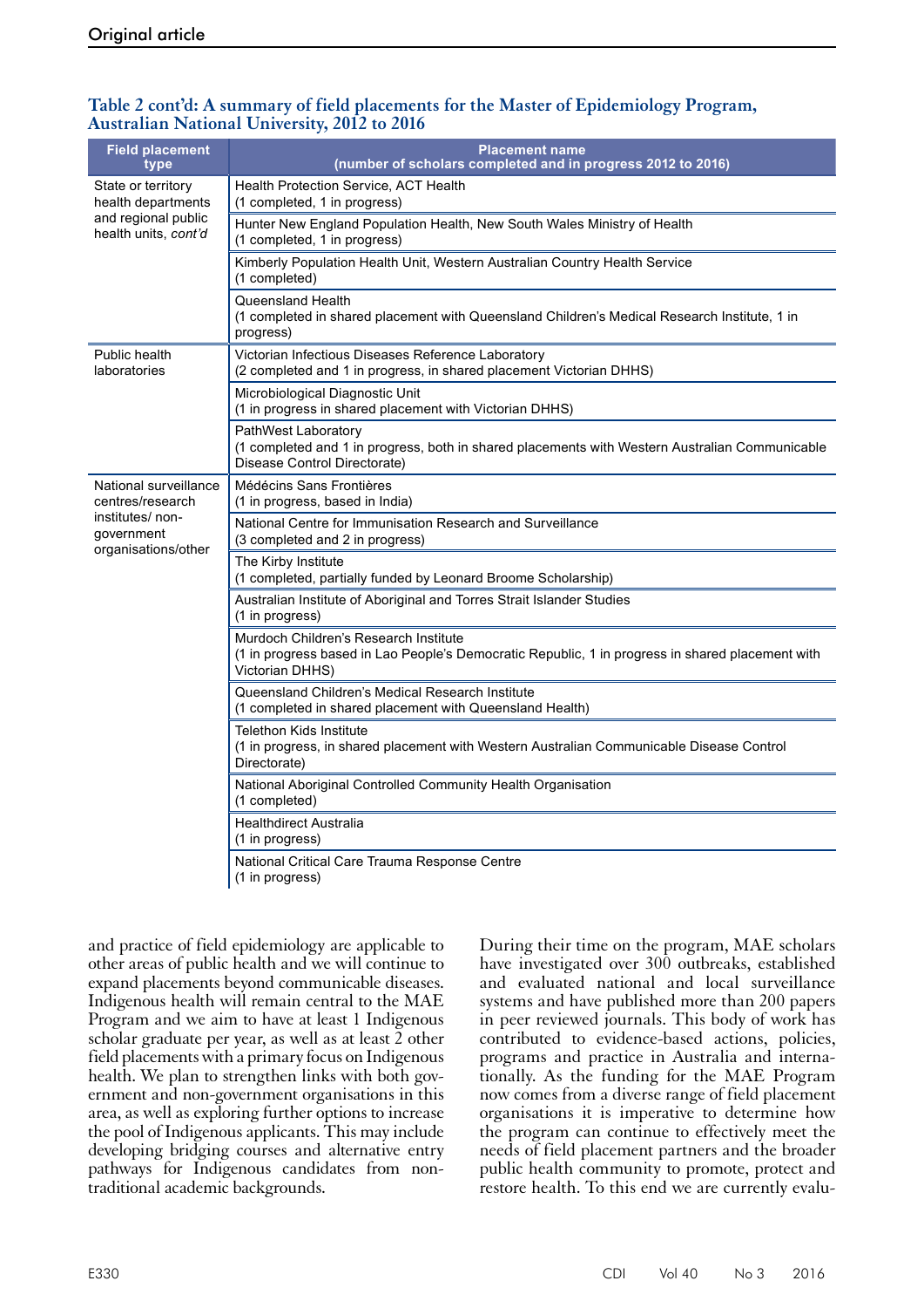**Table 2 cont'd: A summary of field placements for the Master of Epidemiology Program, Australian National University, 2012 to 2016**

| Field placement type | Placement name (number of scholars completed and in progress 2012 to 2016) |
|---|---|
| State or territory health departments and regional public health units, *cont'd* | Health Protection Service, ACT Health (1 completed, 1 in progress) |
| | Hunter New England Population Health, New South Wales Ministry of Health (1 completed, 1 in progress) |
| | Kimberly Population Health Unit, Western Australian Country Health Service (1 completed) |
| | Queensland Health (1 completed in shared placement with Queensland Children's Medical Research Institute, 1 in progress) |
| Public health laboratories | Victorian Infectious Diseases Reference Laboratory (2 completed and 1 in progress, in shared placement Victorian DHHS) |
| | Microbiological Diagnostic Unit (1 in progress in shared placement with Victorian DHHS) |
| | PathWest Laboratory (1 completed and 1 in progress, both in shared placements with Western Australian Communicable Disease Control Directorate) |
| National surveillance centres/research institutes/ non-government organisations/other | Médécins Sans Frontières (1 in progress, based in India) |
| | National Centre for Immunisation Research and Surveillance (3 completed and 2 in progress) |
| | The Kirby Institute (1 completed, partially funded by Leonard Broome Scholarship) |
| | Australian Institute of Aboriginal and Torres Strait Islander Studies (1 in progress) |
| | Murdoch Children's Research Institute (1 in progress based in Lao People's Democratic Republic, 1 in progress in shared placement with Victorian DHHS) |
| | Queensland Children's Medical Research Institute (1 completed in shared placement with Queensland Health) |
| | Telethon Kids Institute (1 in progress, in shared placement with Western Australian Communicable Disease Control Directorate) |
| | National Aboriginal Controlled Community Health Organisation (1 completed) |
| | Healthdirect Australia (1 in progress) |
| | National Critical Care Trauma Response Centre (1 in progress) |

and practice of field epidemiology are applicable to other areas of public health and we will continue to expand placements beyond communicable diseases. Indigenous health will remain central to the MAE Program and we aim to have at least 1 Indigenous scholar graduate per year, as well as at least 2 other field placements with a primary focus on Indigenous health. We plan to strengthen links with both government and non-government organisations in this area, as well as exploring further options to increase the pool of Indigenous applicants. This may include developing bridging courses and alternative entry pathways for Indigenous candidates from non-traditional academic backgrounds.

During their time on the program, MAE scholars have investigated over 300 outbreaks, established and evaluated national and local surveillance systems and have published more than 200 papers in peer reviewed journals. This body of work has contributed to evidence-based actions, policies, programs and practice in Australia and internationally. As the funding for the MAE Program now comes from a diverse range of field placement organisations it is imperative to determine how the program can continue to effectively meet the needs of field placement partners and the broader public health community to promote, protect and restore health. To this end we are currently evalu-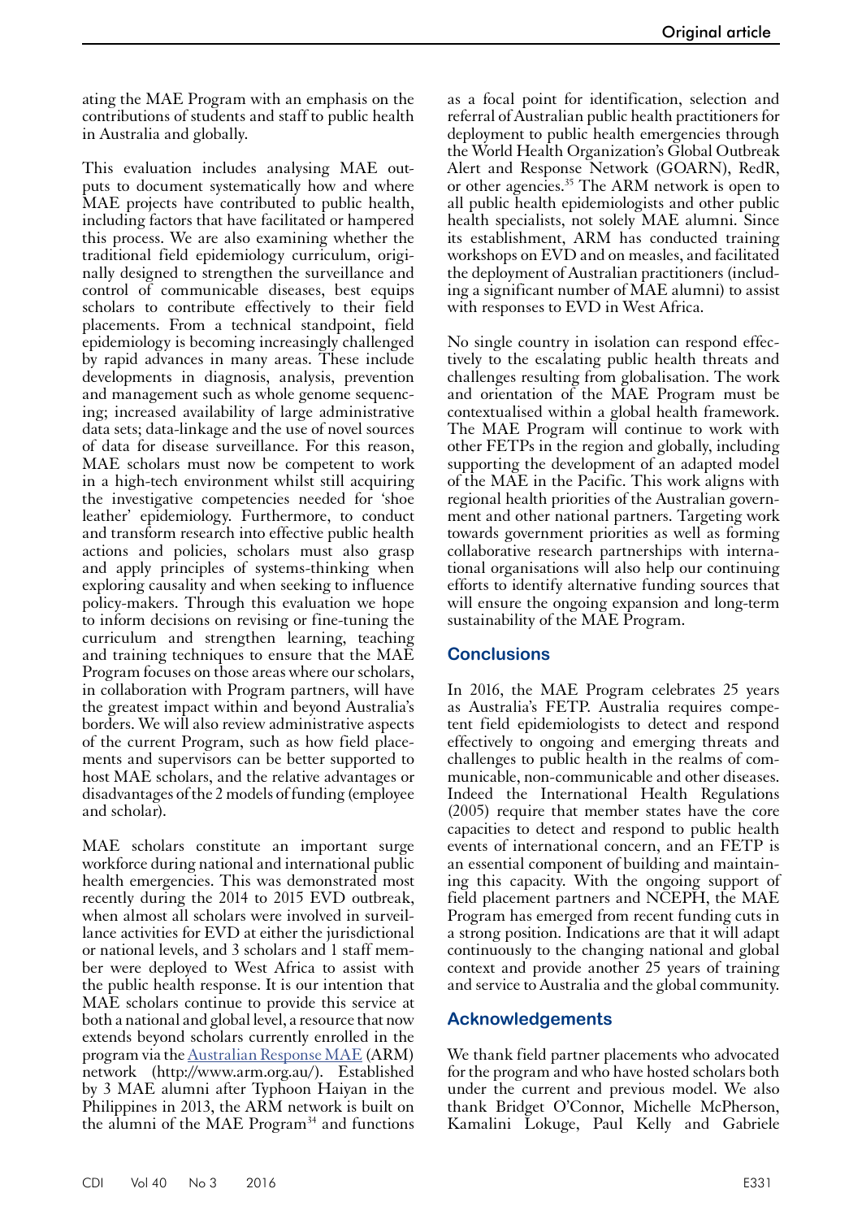ating the MAE Program with an emphasis on the contributions of students and staff to public health in Australia and globally.

This evaluation includes analysing MAE outputs to document systematically how and where MAE projects have contributed to public health, including factors that have facilitated or hampered this process. We are also examining whether the traditional field epidemiology curriculum, originally designed to strengthen the surveillance and control of communicable diseases, best equips scholars to contribute effectively to their field placements. From a technical standpoint, field epidemiology is becoming increasingly challenged by rapid advances in many areas. These include developments in diagnosis, analysis, prevention and management such as whole genome sequencing; increased availability of large administrative data sets; data-linkage and the use of novel sources of data for disease surveillance. For this reason, MAE scholars must now be competent to work in a high-tech environment whilst still acquiring the investigative competencies needed for 'shoe leather' epidemiology. Furthermore, to conduct and transform research into effective public health actions and policies, scholars must also grasp and apply principles of systems-thinking when exploring causality and when seeking to influence policy-makers. Through this evaluation we hope to inform decisions on revising or fine-tuning the curriculum and strengthen learning, teaching and training techniques to ensure that the MAE Program focuses on those areas where our scholars, in collaboration with Program partners, will have the greatest impact within and beyond Australia's borders. We will also review administrative aspects of the current Program, such as how field placements and supervisors can be better supported to host MAE scholars, and the relative advantages or disadvantages of the 2 models of funding (employee and scholar).

MAE scholars constitute an important surge workforce during national and international public health emergencies. This was demonstrated most recently during the 2014 to 2015 EVD outbreak, when almost all scholars were involved in surveillance activities for EVD at either the jurisdictional or national levels, and 3 scholars and 1 staff member were deployed to West Africa to assist with the public health response. It is our intention that MAE scholars continue to provide this service at both a national and global level, a resource that now extends beyond scholars currently enrolled in the program via the Australian Response MAE (ARM) network (http://www.arm.org.au/). Established by 3 MAE alumni after Typhoon Haiyan in the Philippines in 2013, the ARM network is built on the alumni of the MAE Program[34] and functions as a focal point for identification, selection and referral of Australian public health practitioners for deployment to public health emergencies through the World Health Organization's Global Outbreak Alert and Response Network (GOARN), RedR, or other agencies.[35] The ARM network is open to all public health epidemiologists and other public health specialists, not solely MAE alumni. Since its establishment, ARM has conducted training workshops on EVD and on measles, and facilitated the deployment of Australian practitioners (including a significant number of MAE alumni) to assist with responses to EVD in West Africa.

No single country in isolation can respond effectively to the escalating public health threats and challenges resulting from globalisation. The work and orientation of the MAE Program must be contextualised within a global health framework. The MAE Program will continue to work with other FETPs in the region and globally, including supporting the development of an adapted model of the MAE in the Pacific. This work aligns with regional health priorities of the Australian government and other national partners. Targeting work towards government priorities as well as forming collaborative research partnerships with international organisations will also help our continuing efforts to identify alternative funding sources that will ensure the ongoing expansion and long-term sustainability of the MAE Program.

## Conclusions

In 2016, the MAE Program celebrates 25 years as Australia's FETP. Australia requires competent field epidemiologists to detect and respond effectively to ongoing and emerging threats and challenges to public health in the realms of communicable, non-communicable and other diseases. Indeed the International Health Regulations (2005) require that member states have the core capacities to detect and respond to public health events of international concern, and an FETP is an essential component of building and maintaining this capacity. With the ongoing support of field placement partners and NCEPH, the MAE Program has emerged from recent funding cuts in a strong position. Indications are that it will adapt continuously to the changing national and global context and provide another 25 years of training and service to Australia and the global community.

## Acknowledgements

We thank field partner placements who advocated for the program and who have hosted scholars both under the current and previous model. We also thank Bridget O'Connor, Michelle McPherson, Kamalini Lokuge, Paul Kelly and Gabriele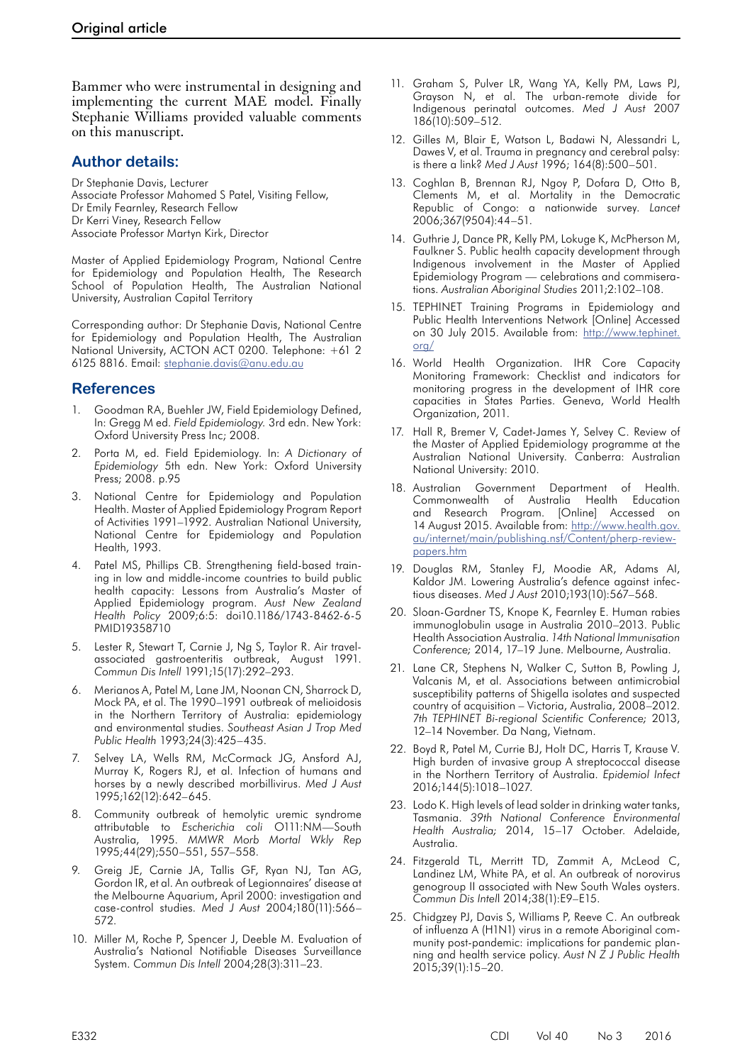Bammer who were instrumental in designing and implementing the current MAE model. Finally Stephanie Williams provided valuable comments on this manuscript.

## Author details:

Dr Stephanie Davis, Lecturer
Associate Professor Mahomed S Patel, Visiting Fellow,
Dr Emily Fearnley, Research Fellow
Dr Kerri Viney, Research Fellow
Associate Professor Martyn Kirk, Director

Master of Applied Epidemiology Program, National Centre for Epidemiology and Population Health, The Research School of Population Health, The Australian National University, Australian Capital Territory

Corresponding author: Dr Stephanie Davis, National Centre for Epidemiology and Population Health, The Australian National University, ACTON ACT 0200. Telephone: +61 2 6125 8816. Email: stephanie.davis@anu.edu.au

## References

1. Goodman RA, Buehler JW, Field Epidemiology Defined, In: Gregg M ed. *Field Epidemiology.* 3rd edn. New York: Oxford University Press Inc; 2008.
2. Porta M, ed. Field Epidemiology. In: *A Dictionary of Epidemiology* 5th edn. New York: Oxford University Press; 2008. p.95
3. National Centre for Epidemiology and Population Health. Master of Applied Epidemiology Program Report of Activities 1991–1992. Australian National University, National Centre for Epidemiology and Population Health, 1993.
4. Patel MS, Phillips CB. Strengthening field-based training in low and middle-income countries to build public health capacity: Lessons from Australia's Master of Applied Epidemiology program. *Aust New Zealand Health Policy* 2009;6:5: doi10.1186/1743-8462-6-5 PMID19358710
5. Lester R, Stewart T, Carnie J, Ng S, Taylor R. Air travel-associated gastroenteritis outbreak, August 1991. *Commun Dis Intell* 1991;15(17):292–293.
6. Merianos A, Patel M, Lane JM, Noonan CN, Sharrock D, Mock PA, et al. The 1990–1991 outbreak of melioidosis in the Northern Territory of Australia: epidemiology and environmental studies. *Southeast Asian J Trop Med Public Health* 1993;24(3):425–435.
7. Selvey LA, Wells RM, McCormack JG, Ansford AJ, Murray K, Rogers RJ, et al. Infection of humans and horses by a newly described morbillivirus. *Med J Aust* 1995;162(12):642–645.
8. Community outbreak of hemolytic uremic syndrome attributable to *Escherichia coli* O111:NM—South Australia, 1995. *MMWR Morb Mortal Wkly Rep* 1995;44(29);550–551, 557–558.
9. Greig JE, Carnie JA, Tallis GF, Ryan NJ, Tan AG, Gordon IR, et al. An outbreak of Legionnaires' disease at the Melbourne Aquarium, April 2000: investigation and case-control studies. *Med J Aust* 2004;180(11):566–572.
10. Miller M, Roche P, Spencer J, Deeble M. Evaluation of Australia's National Notifiable Diseases Surveillance System. *Commun Dis Intell* 2004;28(3):311–23.
11. Graham S, Pulver LR, Wang YA, Kelly PM, Laws PJ, Grayson N, et al. The urban-remote divide for Indigenous perinatal outcomes. *Med J Aust* 2007 186(10):509–512.
12. Gilles M, Blair E, Watson L, Badawi N, Alessandri L, Dawes V, et al. Trauma in pregnancy and cerebral palsy: is there a link? *Med J Aust* 1996; 164(8):500–501.
13. Coghlan B, Brennan RJ, Ngoy P, Dofara D, Otto B, Clements M, et al. Mortality in the Democratic Republic of Congo: a nationwide survey. *Lancet* 2006;367(9504):44–51.
14. Guthrie J, Dance PR, Kelly PM, Lokuge K, McPherson M, Faulkner S. Public health capacity development through Indigenous involvement in the Master of Applied Epidemiology Program — celebrations and commiserations. *Australian Aboriginal Studies* 2011;2:102–108.
15. TEPHINET Training Programs in Epidemiology and Public Health Interventions Network [Online] Accessed on 30 July 2015. Available from: http://www.tephinet.org/
16. World Health Organization. IHR Core Capacity Monitoring Framework: Checklist and indicators for monitoring progress in the development of IHR core capacities in States Parties. Geneva, World Health Organization, 2011.
17. Hall R, Bremer V, Cadet-James Y, Selvey C. Review of the Master of Applied Epidemiology programme at the Australian National University. Canberra: Australian National University: 2010.
18. Australian Government Department of Health. Commonwealth of Australia Health Education and Research Program. [Online] Accessed on 14 August 2015. Available from: http://www.health.gov.au/internet/main/publishing.nsf/Content/pherp-review-papers.htm
19. Douglas RM, Stanley FJ, Moodie AR, Adams AI, Kaldor JM. Lowering Australia's defence against infectious diseases. *Med J Aust* 2010;193(10):567–568.
20. Sloan-Gardner TS, Knope K, Fearnley E. Human rabies immunoglobulin usage in Australia 2010–2013. Public Health Association Australia. *14th National Immunisation Conference;* 2014, 17–19 June. Melbourne, Australia.
21. Lane CR, Stephens N, Walker C, Sutton B, Powling J, Valcanis M, et al. Associations between antimicrobial susceptibility patterns of Shigella isolates and suspected country of acquisition – Victoria, Australia, 2008–2012. *7th TEPHINET Bi-regional Scientific Conference;* 2013, 12–14 November. Da Nang, Vietnam.
22. Boyd R, Patel M, Currie BJ, Holt DC, Harris T, Krause V. High burden of invasive group A streptococcal disease in the Northern Territory of Australia. *Epidemiol Infect* 2016;144(5):1018–1027.
23. Lodo K. High levels of lead solder in drinking water tanks, Tasmania. *39th National Conference Environmental Health Australia;* 2014, 15–17 October. Adelaide, Australia.
24. Fitzgerald TL, Merritt TD, Zammit A, McLeod C, Landinez LM, White PA, et al. An outbreak of norovirus genogroup II associated with New South Wales oysters. *Commun Dis Intell* 2014;38(1):E9–E15.
25. Chidgzey PJ, Davis S, Williams P, Reeve C. An outbreak of influenza A (H1N1) virus in a remote Aboriginal community post-pandemic: implications for pandemic planning and health service policy. *Aust N Z J Public Health* 2015;39(1):15–20.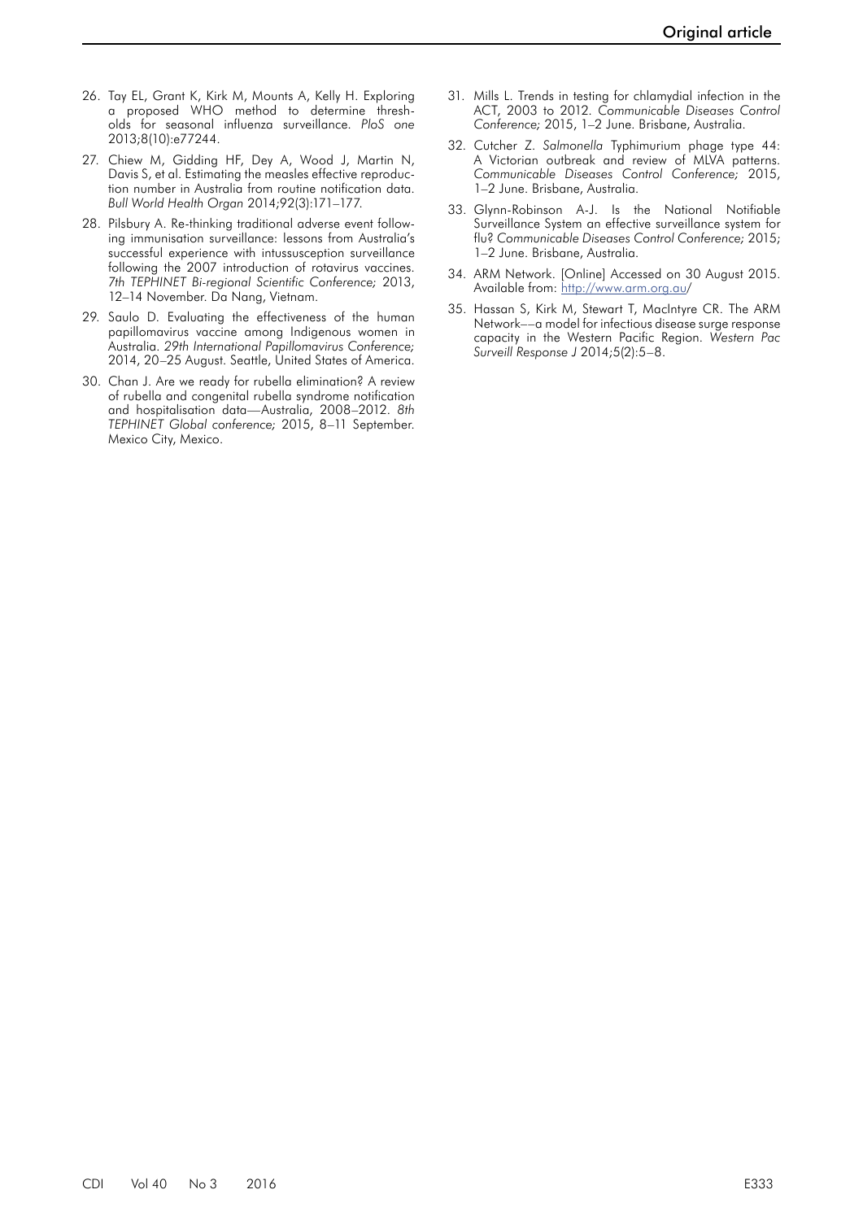26. Tay EL, Grant K, Kirk M, Mounts A, Kelly H. Exploring a proposed WHO method to determine thresholds for seasonal influenza surveillance. *PloS one* 2013;8(10):e77244.

27. Chiew M, Gidding HF, Dey A, Wood J, Martin N, Davis S, et al. Estimating the measles effective reproduction number in Australia from routine notification data. *Bull World Health Organ* 2014;92(3):171–177.

28. Pilsbury A. Re-thinking traditional adverse event following immunisation surveillance: lessons from Australia's successful experience with intussusception surveillance following the 2007 introduction of rotavirus vaccines. *7th TEPHINET Bi-regional Scientific Conference;* 2013, 12–14 November. Da Nang, Vietnam.

29. Saulo D. Evaluating the effectiveness of the human papillomavirus vaccine among Indigenous women in Australia. *29th International Papillomavirus Conference;* 2014, 20–25 August. Seattle, United States of America.

30. Chan J. Are we ready for rubella elimination? A review of rubella and congenital rubella syndrome notification and hospitalisation data—Australia, 2008–2012. *8th TEPHINET Global conference;* 2015, 8–11 September. Mexico City, Mexico.

31. Mills L. Trends in testing for chlamydial infection in the ACT, 2003 to 2012. *Communicable Diseases Control Conference;* 2015, 1–2 June. Brisbane, Australia.

32. Cutcher Z. *Salmonella* Typhimurium phage type 44: A Victorian outbreak and review of MLVA patterns. *Communicable Diseases Control Conference;* 2015, 1–2 June. Brisbane, Australia.

33. Glynn-Robinson A-J. Is the National Notifiable Surveillance System an effective surveillance system for flu? *Communicable Diseases Control Conference;* 2015; 1–2 June. Brisbane, Australia.

34. ARM Network. [Online] Accessed on 30 August 2015. Available from: http://www.arm.org.au/

35. Hassan S, Kirk M, Stewart T, MacIntyre CR. The ARM Network––a model for infectious disease surge response capacity in the Western Pacific Region. *Western Pac Surveill Response J* 2014;5(2):5–8.